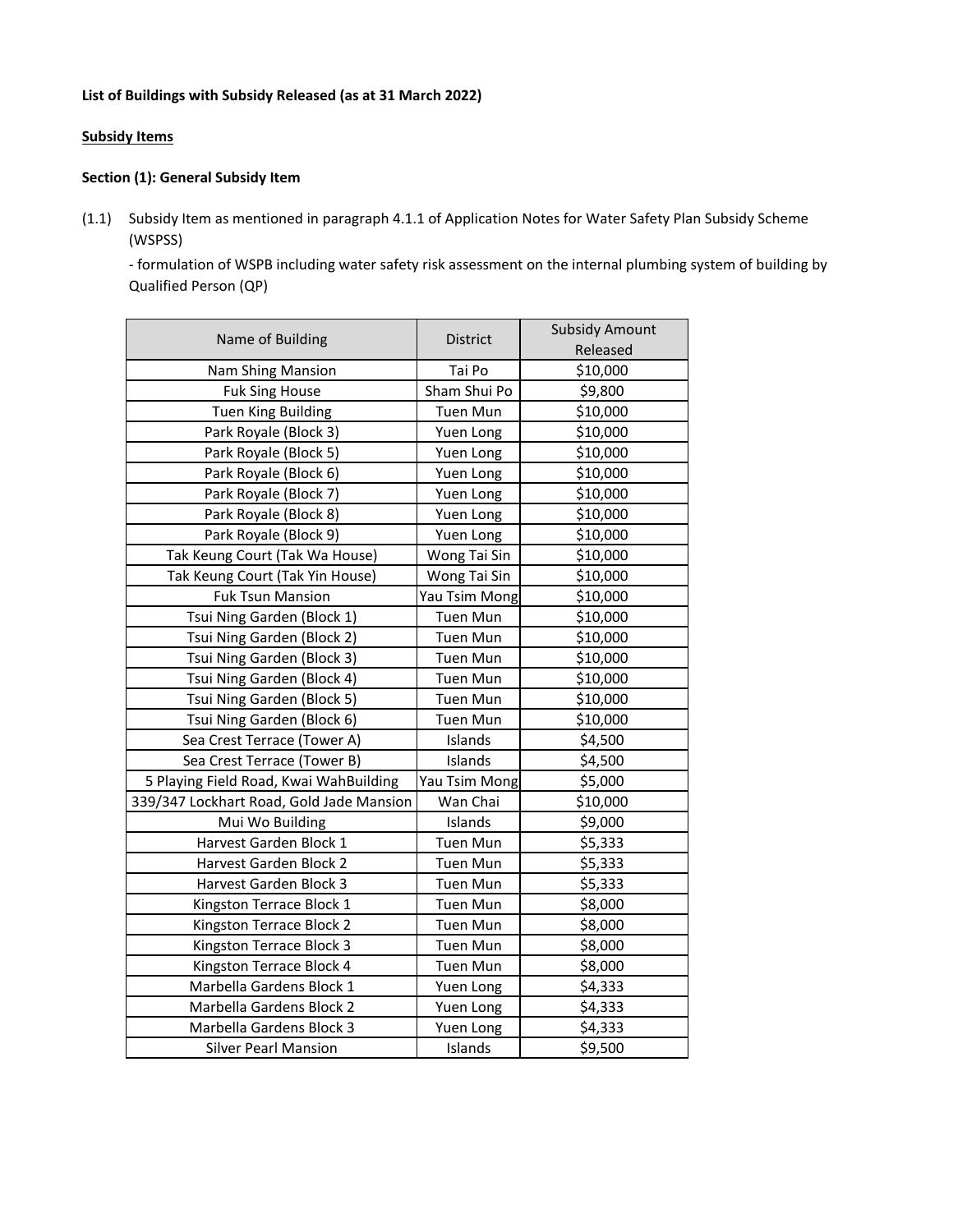**List of Buildings with Subsidy Released (as at 31 March 2022)**

**Subsidy Items**

**Section (1): General Subsidy Item**

(1.1) Subsidy Item as mentioned in paragraph 4.1.1 of Application Notes for Water Safety Plan Subsidy Scheme (WSPSS)

- formulation of WSPB including water safety risk assessment on the internal plumbing system of building by Qualified Person (QP)

| Name of Building | District | Subsidy Amount Released |
|---|---|---|
| Nam Shing Mansion | Tai Po | $10,000 |
| Fuk Sing House | Sham Shui Po | $9,800 |
| Tuen King Building | Tuen Mun | $10,000 |
| Park Royale (Block 3) | Yuen Long | $10,000 |
| Park Royale (Block 5) | Yuen Long | $10,000 |
| Park Royale (Block 6) | Yuen Long | $10,000 |
| Park Royale (Block 7) | Yuen Long | $10,000 |
| Park Royale (Block 8) | Yuen Long | $10,000 |
| Park Royale (Block 9) | Yuen Long | $10,000 |
| Tak Keung Court (Tak Wa House) | Wong Tai Sin | $10,000 |
| Tak Keung Court (Tak Yin House) | Wong Tai Sin | $10,000 |
| Fuk Tsun Mansion | Yau Tsim Mong | $10,000 |
| Tsui Ning Garden (Block 1) | Tuen Mun | $10,000 |
| Tsui Ning Garden (Block 2) | Tuen Mun | $10,000 |
| Tsui Ning Garden (Block 3) | Tuen Mun | $10,000 |
| Tsui Ning Garden (Block 4) | Tuen Mun | $10,000 |
| Tsui Ning Garden (Block 5) | Tuen Mun | $10,000 |
| Tsui Ning Garden (Block 6) | Tuen Mun | $10,000 |
| Sea Crest Terrace (Tower A) | Islands | $4,500 |
| Sea Crest Terrace (Tower B) | Islands | $4,500 |
| 5 Playing Field Road, Kwai WahBuilding | Yau Tsim Mong | $5,000 |
| 339/347 Lockhart Road, Gold Jade Mansion | Wan Chai | $10,000 |
| Mui Wo Building | Islands | $9,000 |
| Harvest Garden Block 1 | Tuen Mun | $5,333 |
| Harvest Garden Block 2 | Tuen Mun | $5,333 |
| Harvest Garden Block 3 | Tuen Mun | $5,333 |
| Kingston Terrace Block 1 | Tuen Mun | $8,000 |
| Kingston Terrace Block 2 | Tuen Mun | $8,000 |
| Kingston Terrace Block 3 | Tuen Mun | $8,000 |
| Kingston Terrace Block 4 | Tuen Mun | $8,000 |
| Marbella Gardens Block 1 | Yuen Long | $4,333 |
| Marbella Gardens Block 2 | Yuen Long | $4,333 |
| Marbella Gardens Block 3 | Yuen Long | $4,333 |
| Silver Pearl Mansion | Islands | $9,500 |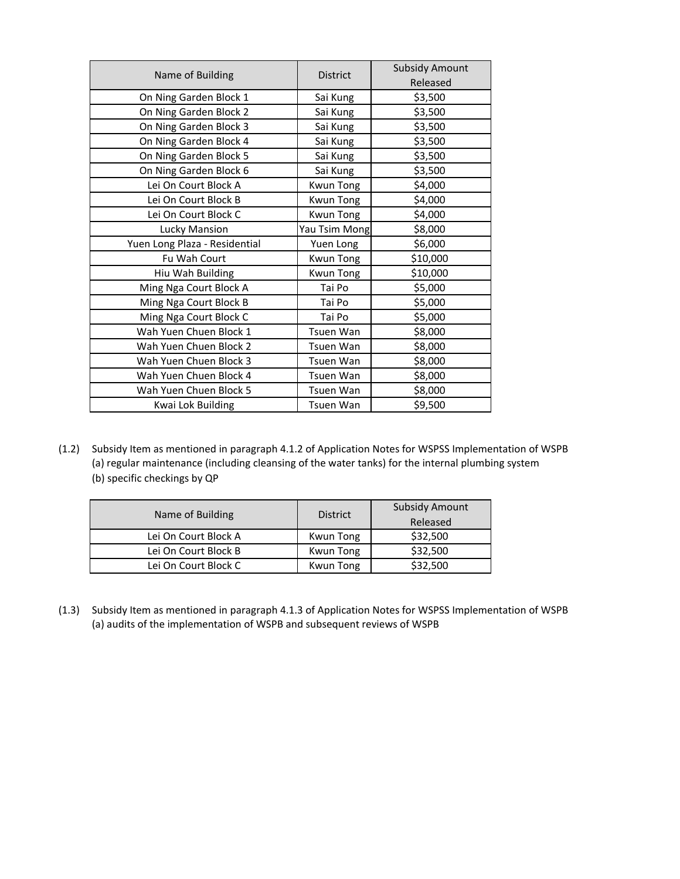| Name of Building | District | Subsidy Amount Released |
| --- | --- | --- |
| On Ning Garden Block 1 | Sai Kung | $3,500 |
| On Ning Garden Block 2 | Sai Kung | $3,500 |
| On Ning Garden Block 3 | Sai Kung | $3,500 |
| On Ning Garden Block 4 | Sai Kung | $3,500 |
| On Ning Garden Block 5 | Sai Kung | $3,500 |
| On Ning Garden Block 6 | Sai Kung | $3,500 |
| Lei On Court Block A | Kwun Tong | $4,000 |
| Lei On Court Block B | Kwun Tong | $4,000 |
| Lei On Court Block C | Kwun Tong | $4,000 |
| Lucky Mansion | Yau Tsim Mong | $8,000 |
| Yuen Long Plaza - Residential | Yuen Long | $6,000 |
| Fu Wah Court | Kwun Tong | $10,000 |
| Hiu Wah Building | Kwun Tong | $10,000 |
| Ming Nga Court Block A | Tai Po | $5,000 |
| Ming Nga Court Block B | Tai Po | $5,000 |
| Ming Nga Court Block C | Tai Po | $5,000 |
| Wah Yuen Chuen Block 1 | Tsuen Wan | $8,000 |
| Wah Yuen Chuen Block 2 | Tsuen Wan | $8,000 |
| Wah Yuen Chuen Block 3 | Tsuen Wan | $8,000 |
| Wah Yuen Chuen Block 4 | Tsuen Wan | $8,000 |
| Wah Yuen Chuen Block 5 | Tsuen Wan | $8,000 |
| Kwai Lok Building | Tsuen Wan | $9,500 |

(1.2) Subsidy Item as mentioned in paragraph 4.1.2 of Application Notes for WSPSS Implementation of WSPB
(a) regular maintenance (including cleansing of the water tanks) for the internal plumbing system
(b) specific checkings by QP

| Name of Building | District | Subsidy Amount Released |
| --- | --- | --- |
| Lei On Court Block A | Kwun Tong | $32,500 |
| Lei On Court Block B | Kwun Tong | $32,500 |
| Lei On Court Block C | Kwun Tong | $32,500 |

(1.3) Subsidy Item as mentioned in paragraph 4.1.3 of Application Notes for WSPSS Implementation of WSPB
(a) audits of the implementation of WSPB and subsequent reviews of WSPB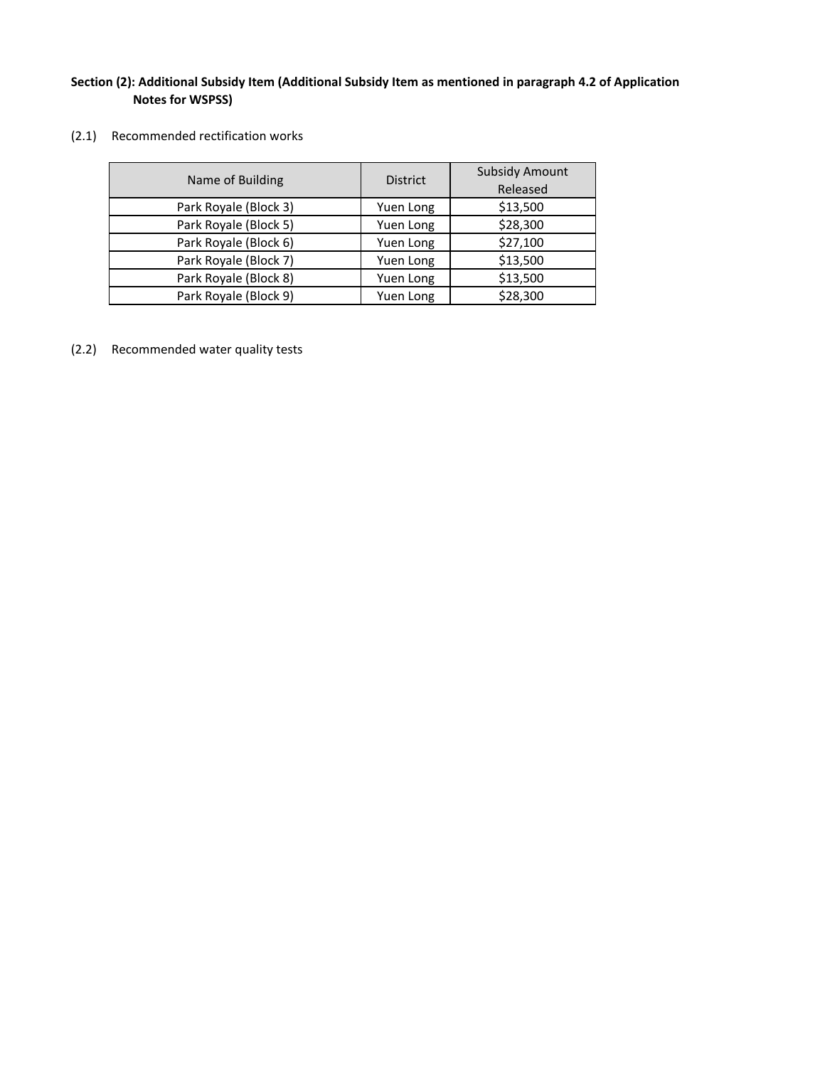**Section (2): Additional Subsidy Item (Additional Subsidy Item as mentioned in paragraph 4.2 of Application Notes for WSPSS)**

(2.1) Recommended rectification works

| Name of Building | District | Subsidy Amount Released |
|---|---|---|
| Park Royale (Block 3) | Yuen Long | $13,500 |
| Park Royale (Block 5) | Yuen Long | $28,300 |
| Park Royale (Block 6) | Yuen Long | $27,100 |
| Park Royale (Block 7) | Yuen Long | $13,500 |
| Park Royale (Block 8) | Yuen Long | $13,500 |
| Park Royale (Block 9) | Yuen Long | $28,300 |

(2.2) Recommended water quality tests